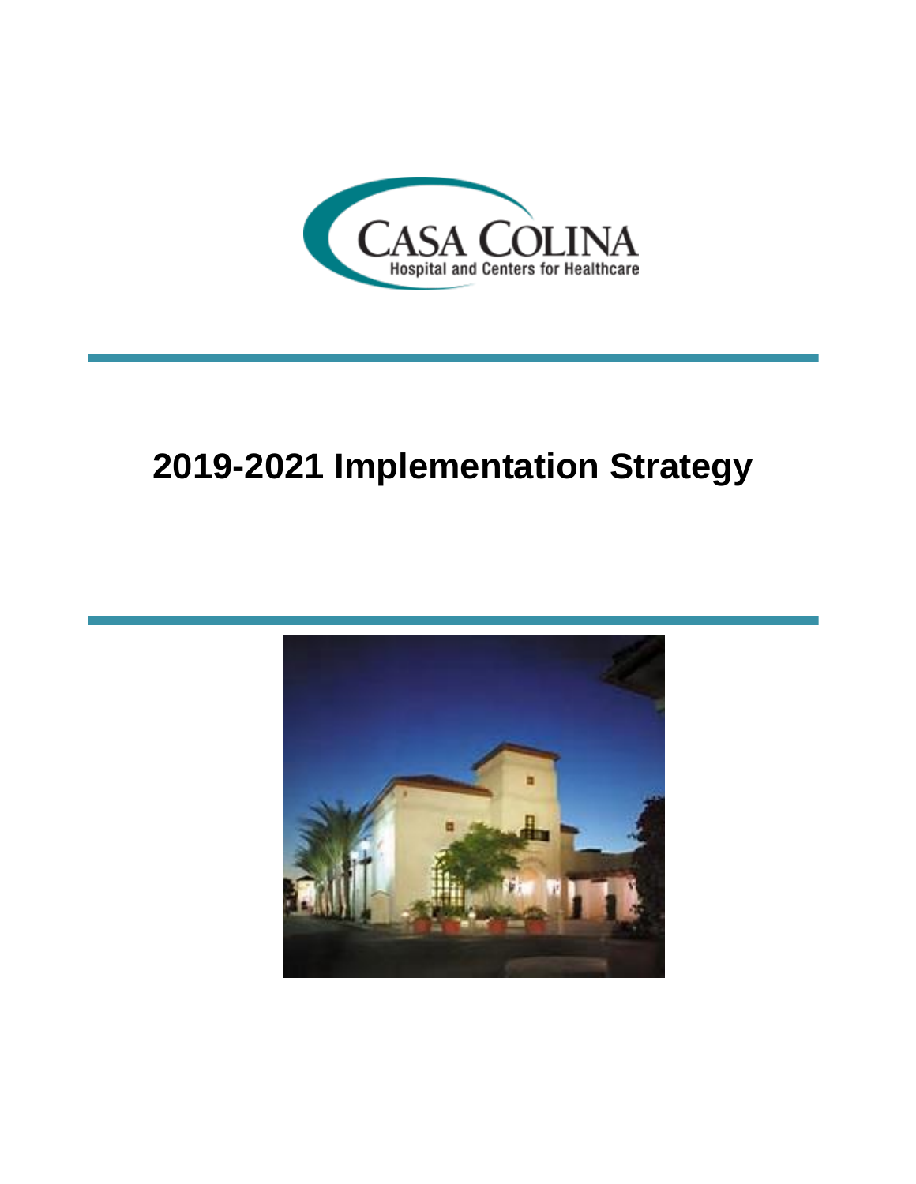CASA COLINA

Hospital and Centers for Healthcare

# 2019-2021 Implementation Strategy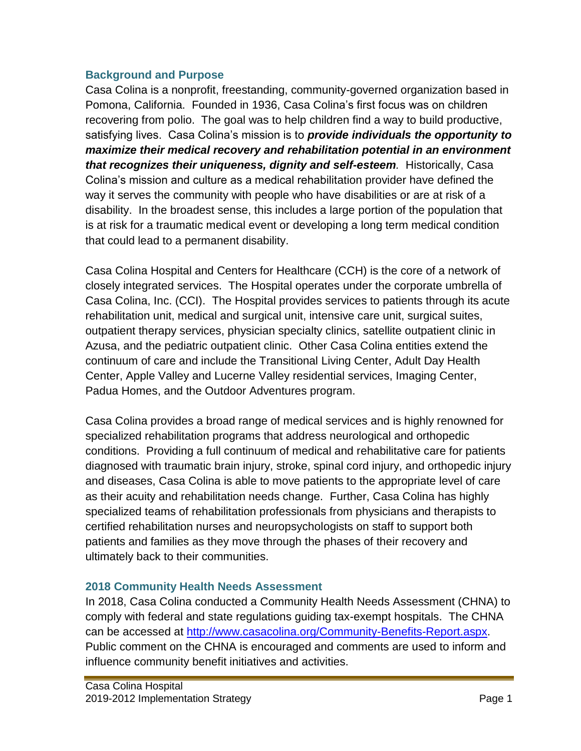## Background and Purpose

Casa Colina is a nonprofit, freestanding, community-governed organization based in Pomona, California. Founded in 1936, Casa Colina's first focus was on children recovering from polio. The goal was to help children find a way to build productive, satisfying lives. Casa Colina's mission is to ***provide individuals the opportunity to maximize their medical recovery and rehabilitation potential in an environment that recognizes their uniqueness, dignity and self-esteem***. Historically, Casa Colina's mission and culture as a medical rehabilitation provider have defined the way it serves the community with people who have disabilities or are at risk of a disability. In the broadest sense, this includes a large portion of the population that is at risk for a traumatic medical event or developing a long term medical condition that could lead to a permanent disability.

Casa Colina Hospital and Centers for Healthcare (CCH) is the core of a network of closely integrated services. The Hospital operates under the corporate umbrella of Casa Colina, Inc. (CCI). The Hospital provides services to patients through its acute rehabilitation unit, medical and surgical unit, intensive care unit, surgical suites, outpatient therapy services, physician specialty clinics, satellite outpatient clinic in Azusa, and the pediatric outpatient clinic. Other Casa Colina entities extend the continuum of care and include the Transitional Living Center, Adult Day Health Center, Apple Valley and Lucerne Valley residential services, Imaging Center, Padua Homes, and the Outdoor Adventures program.

Casa Colina provides a broad range of medical services and is highly renowned for specialized rehabilitation programs that address neurological and orthopedic conditions. Providing a full continuum of medical and rehabilitative care for patients diagnosed with traumatic brain injury, stroke, spinal cord injury, and orthopedic injury and diseases, Casa Colina is able to move patients to the appropriate level of care as their acuity and rehabilitation needs change. Further, Casa Colina has highly specialized teams of rehabilitation professionals from physicians and therapists to certified rehabilitation nurses and neuropsychologists on staff to support both patients and families as they move through the phases of their recovery and ultimately back to their communities.

## 2018 Community Health Needs Assessment

In 2018, Casa Colina conducted a Community Health Needs Assessment (CHNA) to comply with federal and state regulations guiding tax-exempt hospitals. The CHNA can be accessed at [http://www.casacolina.org/Community-Benefits-Report.aspx](http://www.casacolina.org/Community-Benefits-Report.aspx). Public comment on the CHNA is encouraged and comments are used to inform and influence community benefit initiatives and activities.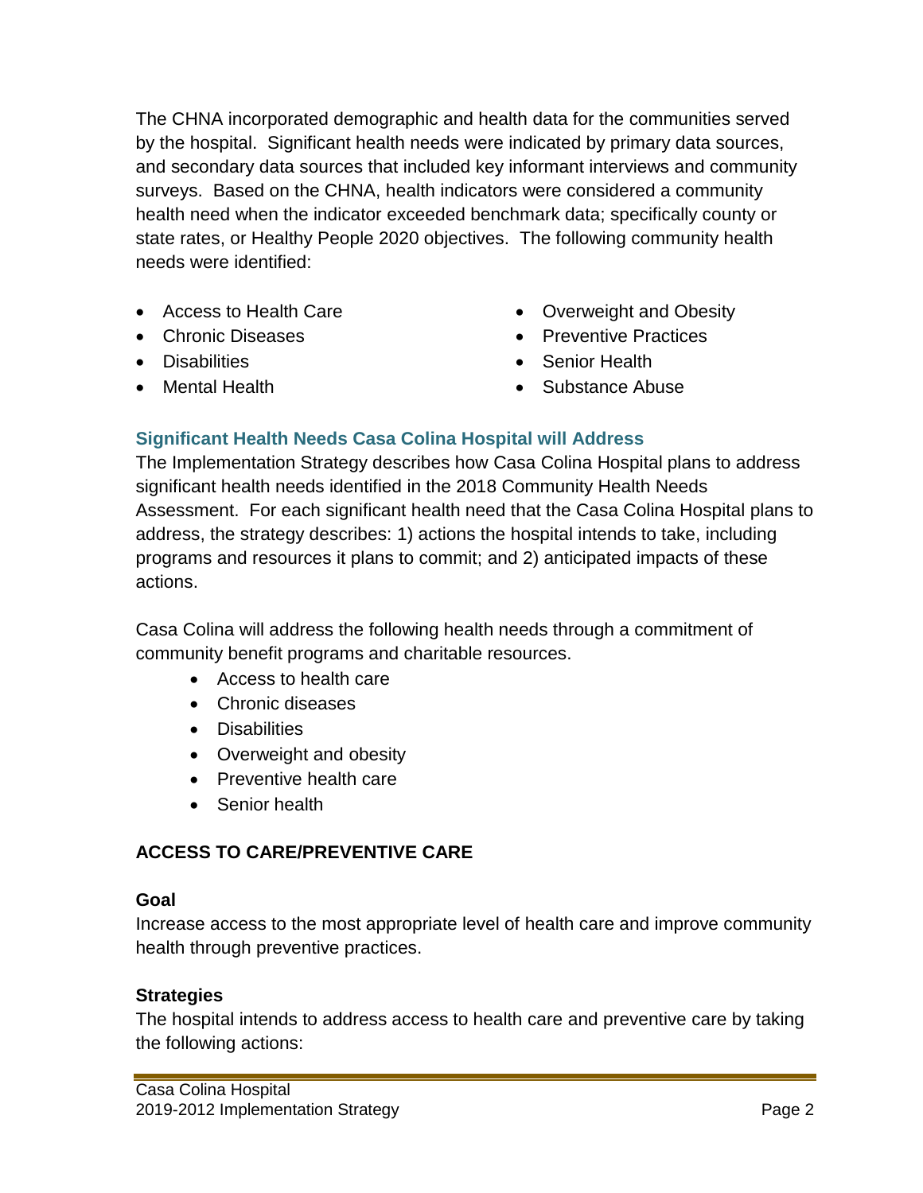The CHNA incorporated demographic and health data for the communities served by the hospital. Significant health needs were indicated by primary data sources, and secondary data sources that included key informant interviews and community surveys. Based on the CHNA, health indicators were considered a community health need when the indicator exceeded benchmark data; specifically county or state rates, or Healthy People 2020 objectives. The following community health needs were identified:

- Access to Health Care
- Chronic Diseases
- Disabilities
- Mental Health
- Overweight and Obesity
- Preventive Practices
- Senior Health
- Substance Abuse

## Significant Health Needs Casa Colina Hospital will Address

The Implementation Strategy describes how Casa Colina Hospital plans to address significant health needs identified in the 2018 Community Health Needs Assessment. For each significant health need that the Casa Colina Hospital plans to address, the strategy describes: 1) actions the hospital intends to take, including programs and resources it plans to commit; and 2) anticipated impacts of these actions.

Casa Colina will address the following health needs through a commitment of community benefit programs and charitable resources.

- Access to health care
- Chronic diseases
- Disabilities
- Overweight and obesity
- Preventive health care
- Senior health

### ACCESS TO CARE/PREVENTIVE CARE

**Goal**

Increase access to the most appropriate level of health care and improve community health through preventive practices.

**Strategies**

The hospital intends to address access to health care and preventive care by taking the following actions: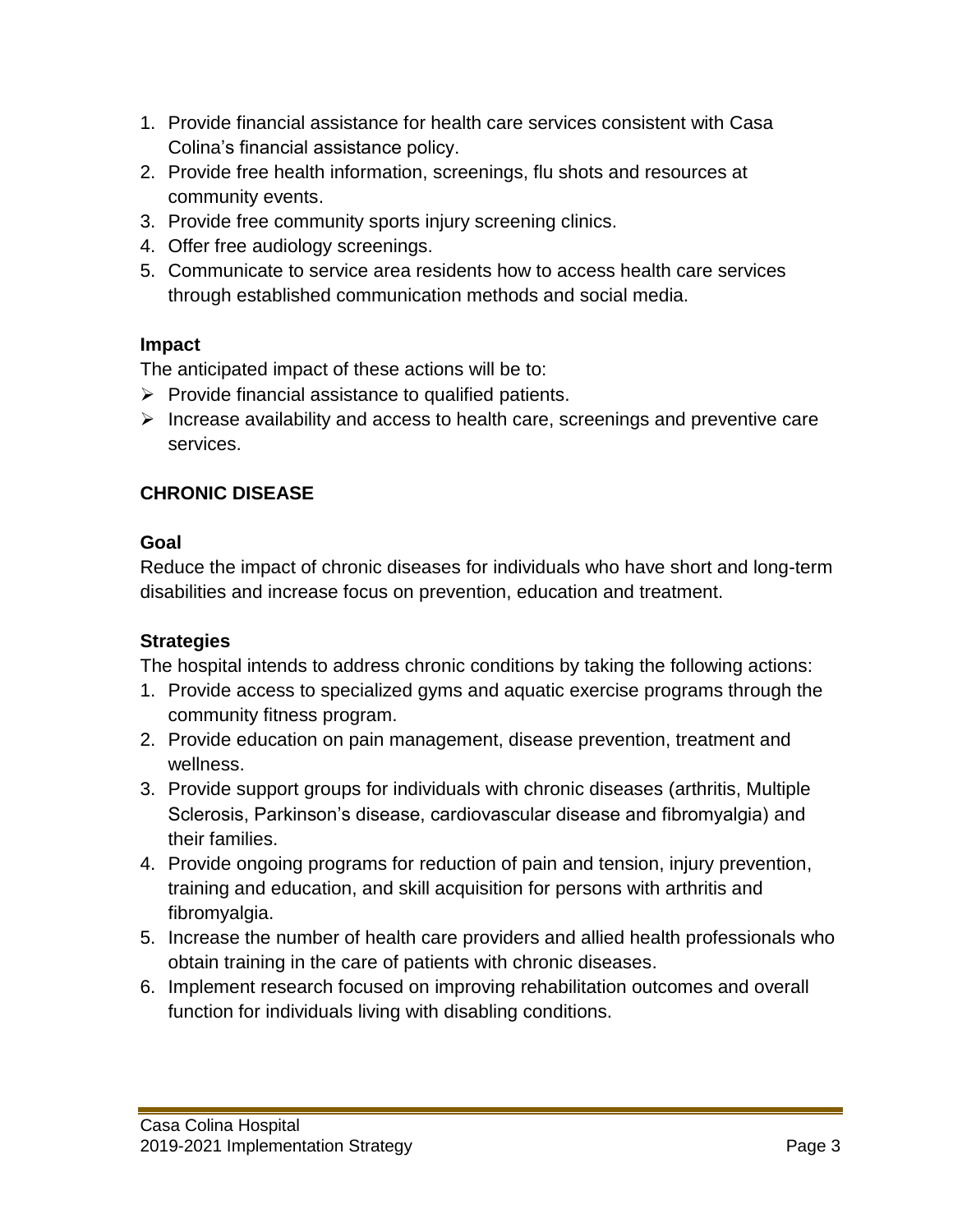1. Provide financial assistance for health care services consistent with Casa Colina's financial assistance policy.
2. Provide free health information, screenings, flu shots and resources at community events.
3. Provide free community sports injury screening clinics.
4. Offer free audiology screenings.
5. Communicate to service area residents how to access health care services through established communication methods and social media.

**Impact**

The anticipated impact of these actions will be to:

- Provide financial assistance to qualified patients.
- Increase availability and access to health care, screenings and preventive care services.

**CHRONIC DISEASE**

**Goal**

Reduce the impact of chronic diseases for individuals who have short and long-term disabilities and increase focus on prevention, education and treatment.

**Strategies**

The hospital intends to address chronic conditions by taking the following actions:

1. Provide access to specialized gyms and aquatic exercise programs through the community fitness program.
2. Provide education on pain management, disease prevention, treatment and wellness.
3. Provide support groups for individuals with chronic diseases (arthritis, Multiple Sclerosis, Parkinson's disease, cardiovascular disease and fibromyalgia) and their families.
4. Provide ongoing programs for reduction of pain and tension, injury prevention, training and education, and skill acquisition for persons with arthritis and fibromyalgia.
5. Increase the number of health care providers and allied health professionals who obtain training in the care of patients with chronic diseases.
6. Implement research focused on improving rehabilitation outcomes and overall function for individuals living with disabling conditions.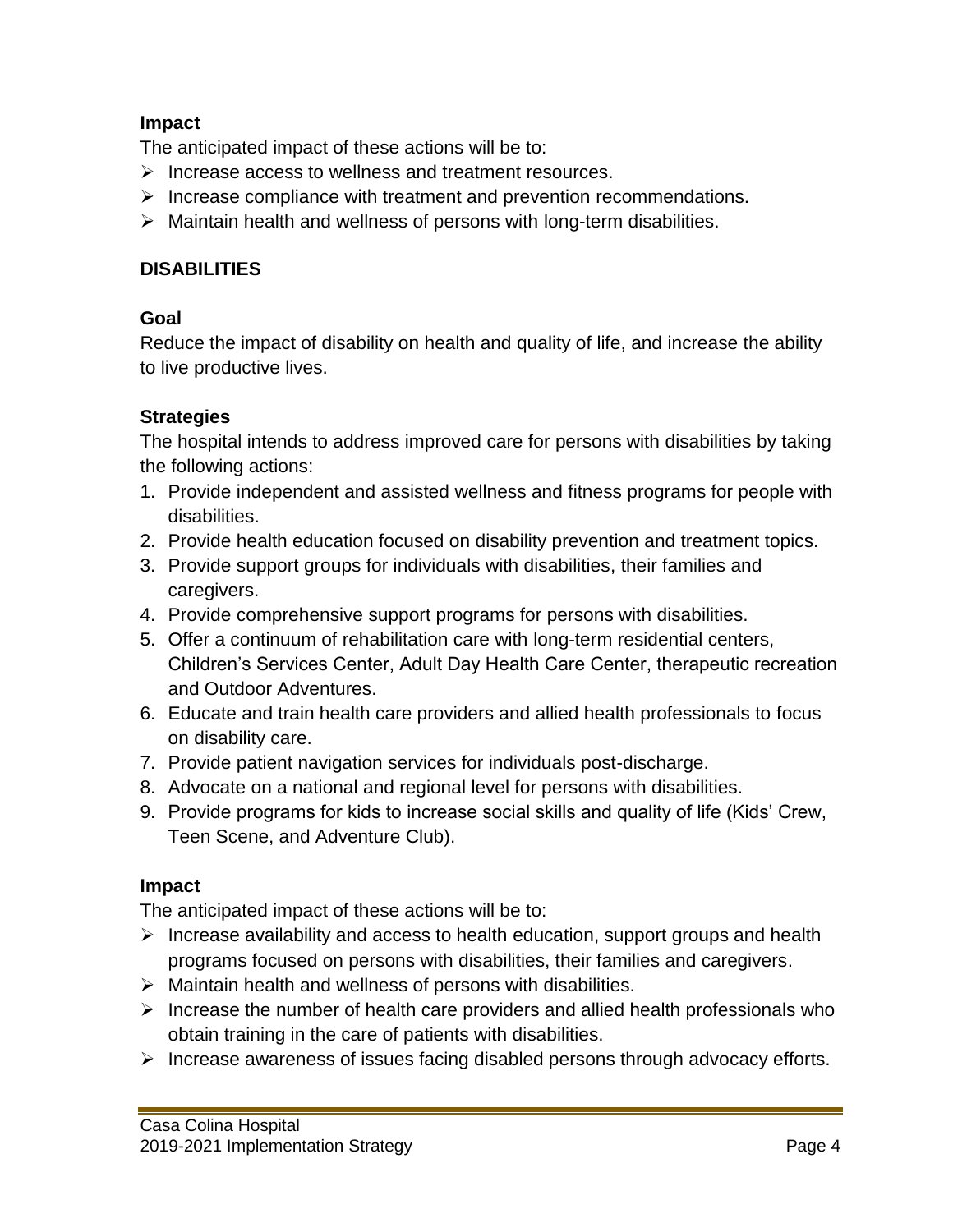### Impact

The anticipated impact of these actions will be to:

- Increase access to wellness and treatment resources.
- Increase compliance with treatment and prevention recommendations.
- Maintain health and wellness of persons with long-term disabilities.

## DISABILITIES

### Goal

Reduce the impact of disability on health and quality of life, and increase the ability to live productive lives.

### Strategies

The hospital intends to address improved care for persons with disabilities by taking the following actions:

1. Provide independent and assisted wellness and fitness programs for people with disabilities.
2. Provide health education focused on disability prevention and treatment topics.
3. Provide support groups for individuals with disabilities, their families and caregivers.
4. Provide comprehensive support programs for persons with disabilities.
5. Offer a continuum of rehabilitation care with long-term residential centers, Children's Services Center, Adult Day Health Care Center, therapeutic recreation and Outdoor Adventures.
6. Educate and train health care providers and allied health professionals to focus on disability care.
7. Provide patient navigation services for individuals post-discharge.
8. Advocate on a national and regional level for persons with disabilities.
9. Provide programs for kids to increase social skills and quality of life (Kids' Crew, Teen Scene, and Adventure Club).

### Impact

The anticipated impact of these actions will be to:

- Increase availability and access to health education, support groups and health programs focused on persons with disabilities, their families and caregivers.
- Maintain health and wellness of persons with disabilities.
- Increase the number of health care providers and allied health professionals who obtain training in the care of patients with disabilities.
- Increase awareness of issues facing disabled persons through advocacy efforts.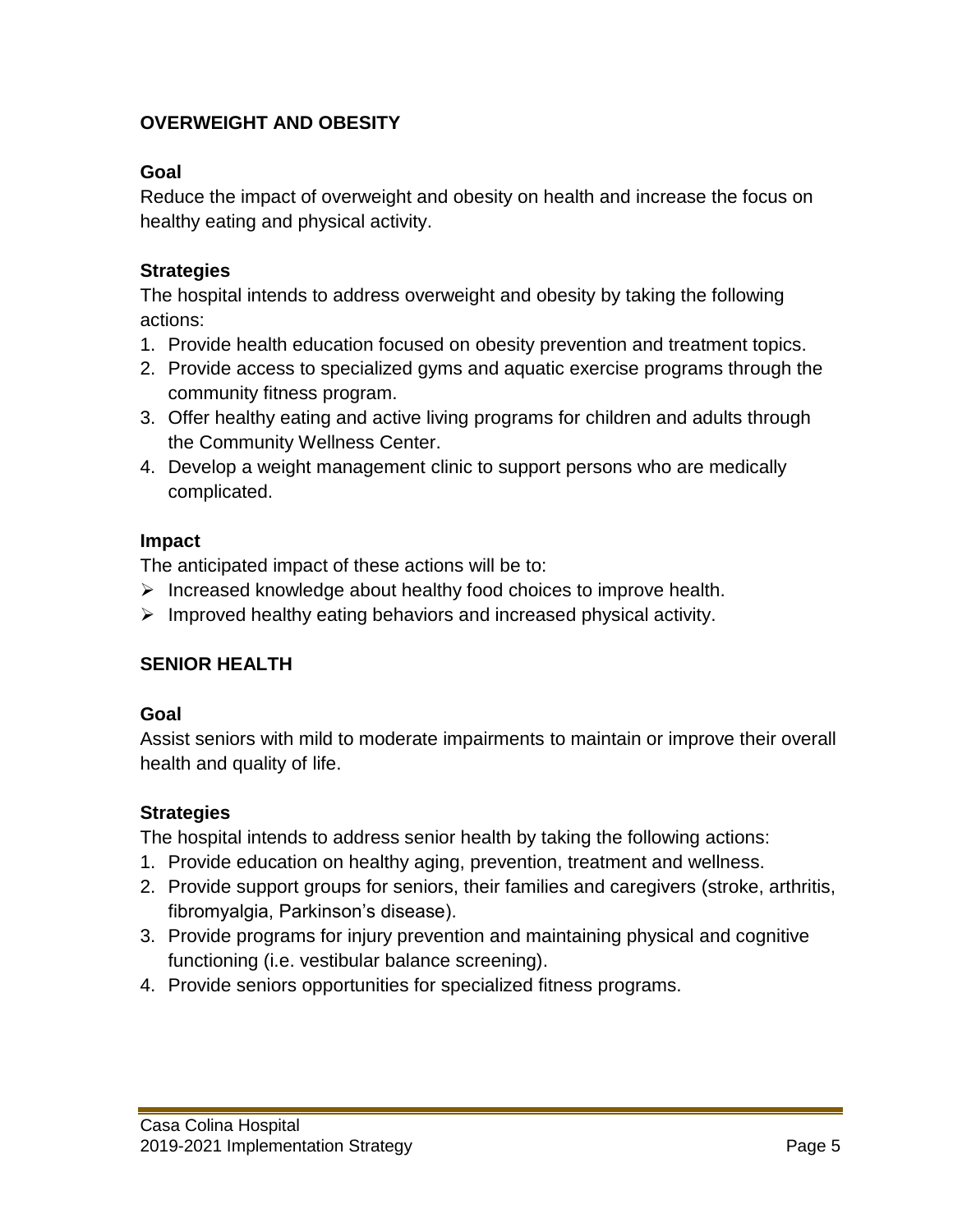## OVERWEIGHT AND OBESITY

### Goal

Reduce the impact of overweight and obesity on health and increase the focus on healthy eating and physical activity.

### Strategies

The hospital intends to address overweight and obesity by taking the following actions:

1. Provide health education focused on obesity prevention and treatment topics.
2. Provide access to specialized gyms and aquatic exercise programs through the community fitness program.
3. Offer healthy eating and active living programs for children and adults through the Community Wellness Center.
4. Develop a weight management clinic to support persons who are medically complicated.

### Impact

The anticipated impact of these actions will be to:

- Increased knowledge about healthy food choices to improve health.
- Improved healthy eating behaviors and increased physical activity.

## SENIOR HEALTH

### Goal

Assist seniors with mild to moderate impairments to maintain or improve their overall health and quality of life.

### Strategies

The hospital intends to address senior health by taking the following actions:

1. Provide education on healthy aging, prevention, treatment and wellness.
2. Provide support groups for seniors, their families and caregivers (stroke, arthritis, fibromyalgia, Parkinson's disease).
3. Provide programs for injury prevention and maintaining physical and cognitive functioning (i.e. vestibular balance screening).
4. Provide seniors opportunities for specialized fitness programs.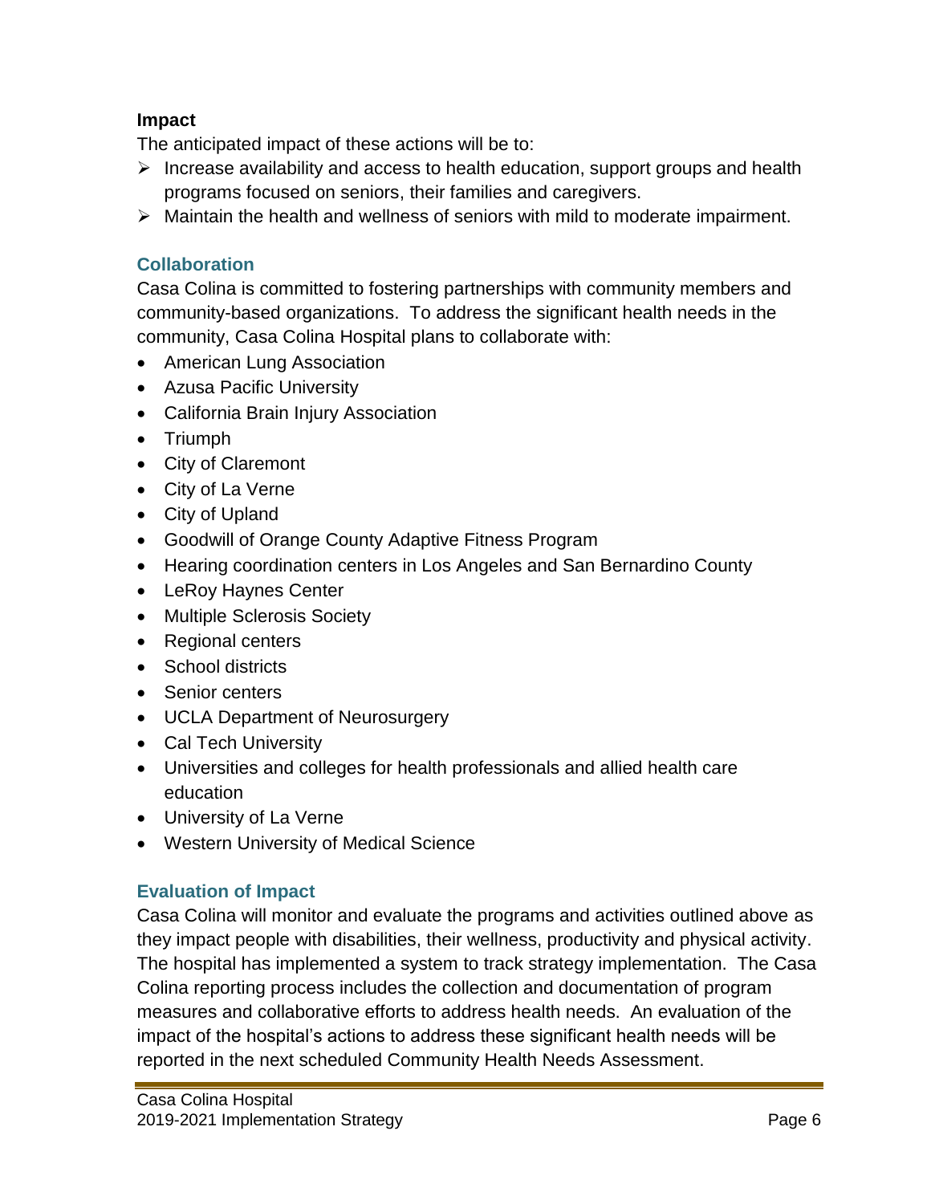**Impact**

The anticipated impact of these actions will be to:

- Increase availability and access to health education, support groups and health programs focused on seniors, their families and caregivers.
- Maintain the health and wellness of seniors with mild to moderate impairment.

## Collaboration

Casa Colina is committed to fostering partnerships with community members and community-based organizations. To address the significant health needs in the community, Casa Colina Hospital plans to collaborate with:

- American Lung Association
- Azusa Pacific University
- California Brain Injury Association
- Triumph
- City of Claremont
- City of La Verne
- City of Upland
- Goodwill of Orange County Adaptive Fitness Program
- Hearing coordination centers in Los Angeles and San Bernardino County
- LeRoy Haynes Center
- Multiple Sclerosis Society
- Regional centers
- School districts
- Senior centers
- UCLA Department of Neurosurgery
- Cal Tech University
- Universities and colleges for health professionals and allied health care education
- University of La Verne
- Western University of Medical Science

## Evaluation of Impact

Casa Colina will monitor and evaluate the programs and activities outlined above as they impact people with disabilities, their wellness, productivity and physical activity. The hospital has implemented a system to track strategy implementation. The Casa Colina reporting process includes the collection and documentation of program measures and collaborative efforts to address health needs. An evaluation of the impact of the hospital's actions to address these significant health needs will be reported in the next scheduled Community Health Needs Assessment.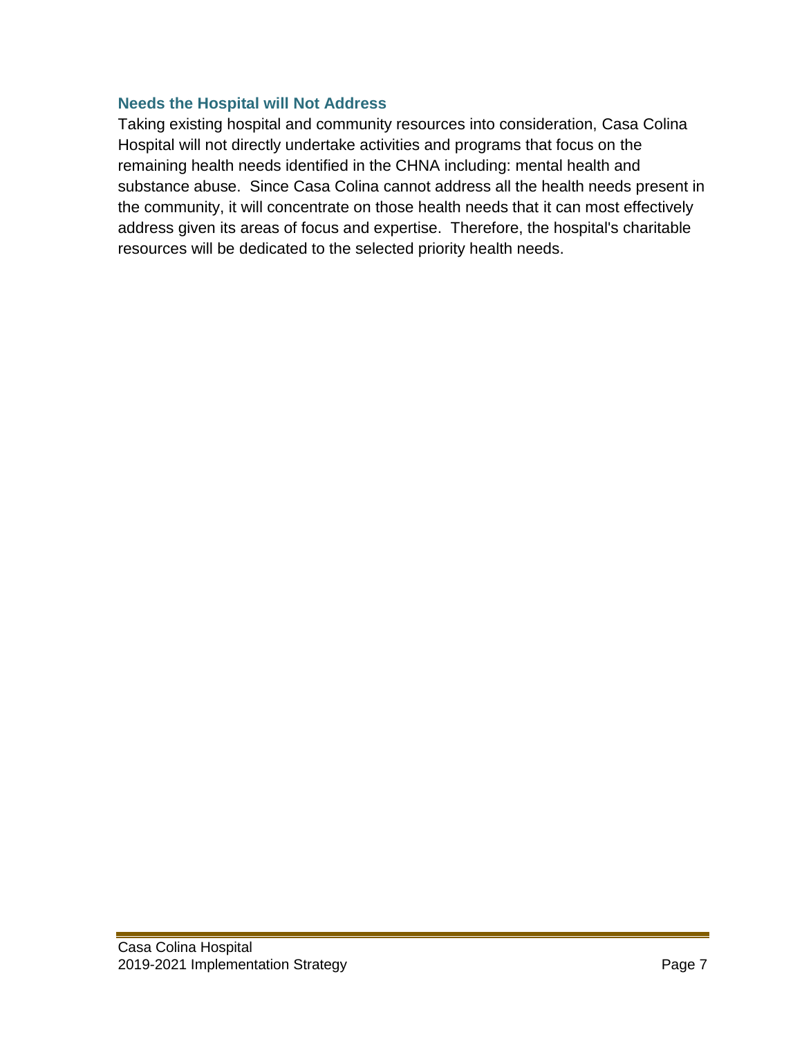## Needs the Hospital will Not Address

Taking existing hospital and community resources into consideration, Casa Colina Hospital will not directly undertake activities and programs that focus on the remaining health needs identified in the CHNA including: mental health and substance abuse. Since Casa Colina cannot address all the health needs present in the community, it will concentrate on those health needs that it can most effectively address given its areas of focus and expertise. Therefore, the hospital's charitable resources will be dedicated to the selected priority health needs.